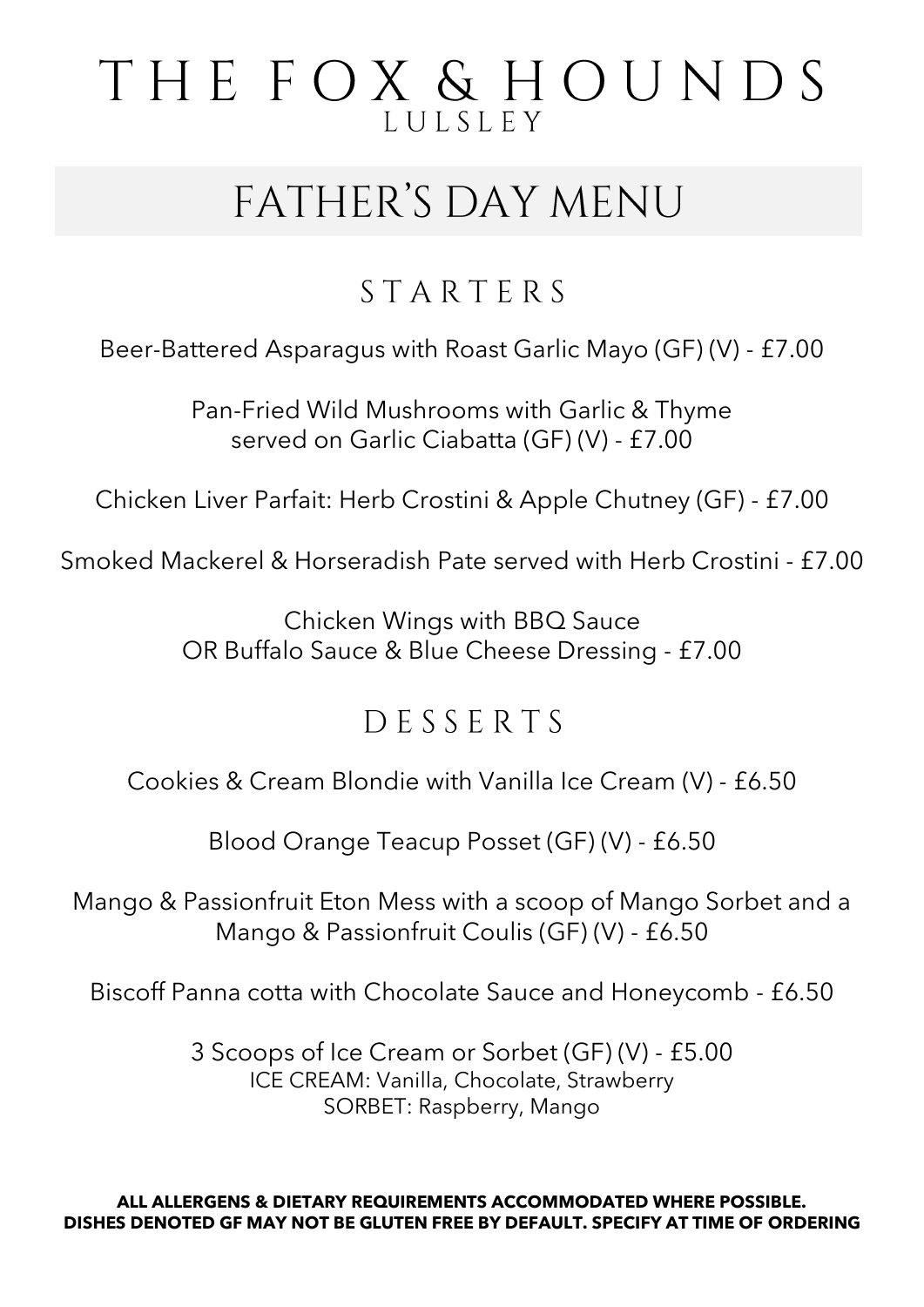# THE FOX & HOUNDS

LULSLEY

## FATHER'S DAY MENU

### STARTERS

Beer-Battered Asparagus with Roast Garlic Mayo (GF) (V) - £7.00

Pan-Fried Wild Mushrooms with Garlic & Thyme
served on Garlic Ciabatta (GF) (V) - £7.00

Chicken Liver Parfait: Herb Crostini & Apple Chutney (GF) - £7.00

Smoked Mackerel & Horseradish Pate served with Herb Crostini - £7.00

Chicken Wings with BBQ Sauce
OR Buffalo Sauce & Blue Cheese Dressing - £7.00

### DESSERTS

Cookies & Cream Blondie with Vanilla Ice Cream (V) - £6.50

Blood Orange Teacup Posset (GF) (V) - £6.50

Mango & Passionfruit Eton Mess with a scoop of Mango Sorbet and a
Mango & Passionfruit Coulis (GF) (V) - £6.50

Biscoff Panna cotta with Chocolate Sauce and Honeycomb - £6.50

3 Scoops of Ice Cream or Sorbet (GF) (V) - £5.00
ICE CREAM: Vanilla, Chocolate, Strawberry
SORBET: Raspberry, Mango

**ALL ALLERGENS & DIETARY REQUIREMENTS ACCOMMODATED WHERE POSSIBLE.**
**DISHES DENOTED GF MAY NOT BE GLUTEN FREE BY DEFAULT. SPECIFY AT TIME OF ORDERING**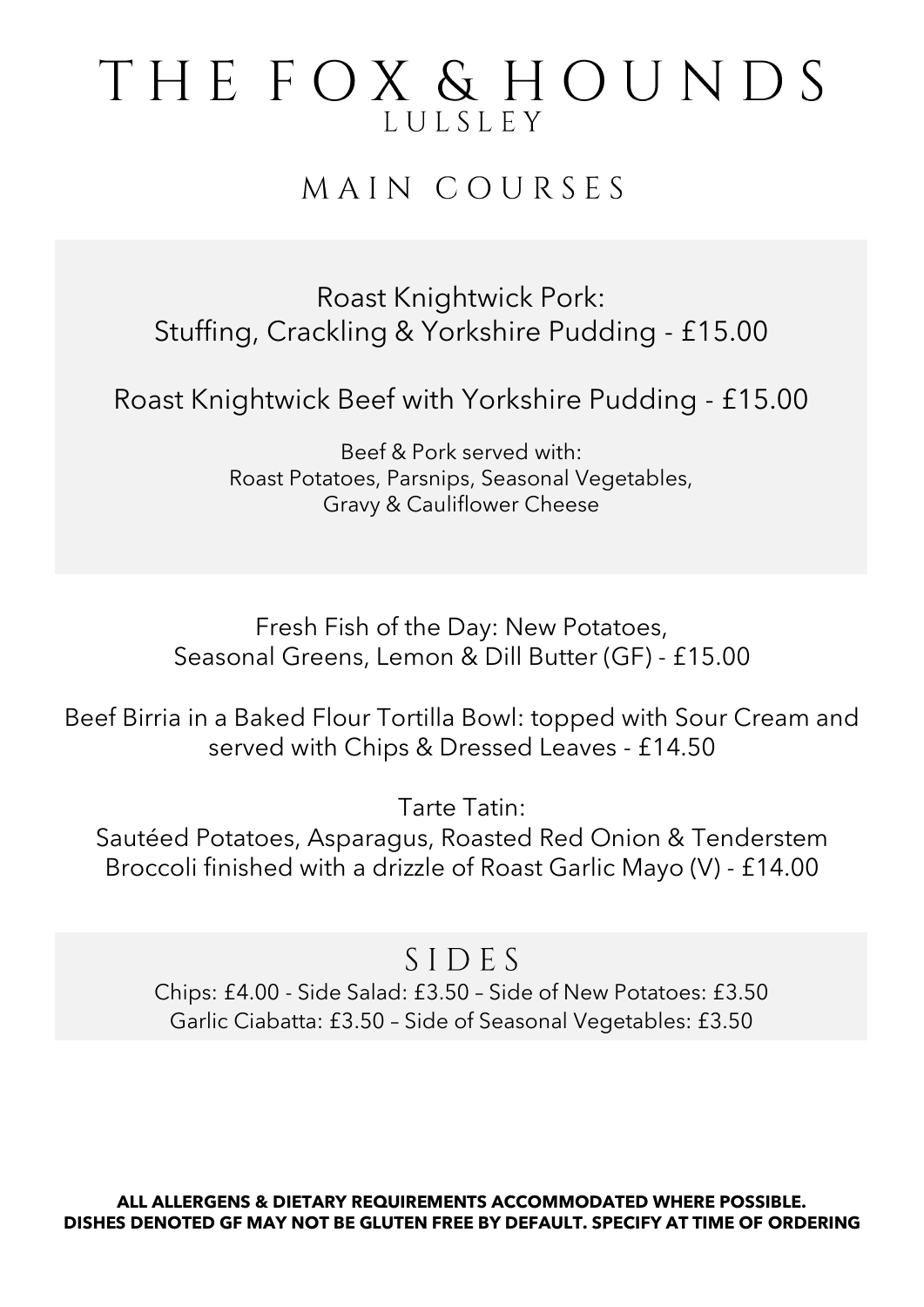# THE FOX & HOUNDS

LULSLEY

## MAIN COURSES

Roast Knightwick Pork:
Stuffing, Crackling & Yorkshire Pudding - £15.00

Roast Knightwick Beef with Yorkshire Pudding - £15.00

Beef & Pork served with:
Roast Potatoes, Parsnips, Seasonal Vegetables,
Gravy & Cauliflower Cheese

Fresh Fish of the Day: New Potatoes,
Seasonal Greens, Lemon & Dill Butter (GF) - £15.00

Beef Birria in a Baked Flour Tortilla Bowl: topped with Sour Cream and served with Chips & Dressed Leaves - £14.50

Tarte Tatin:
Sautéed Potatoes, Asparagus, Roasted Red Onion & Tenderstem Broccoli finished with a drizzle of Roast Garlic Mayo (V) - £14.00

## SIDES

Chips: £4.00 - Side Salad: £3.50 – Side of New Potatoes: £3.50
Garlic Ciabatta: £3.50 – Side of Seasonal Vegetables: £3.50

**ALL ALLERGENS & DIETARY REQUIREMENTS ACCOMMODATED WHERE POSSIBLE.
DISHES DENOTED GF MAY NOT BE GLUTEN FREE BY DEFAULT. SPECIFY AT TIME OF ORDERING**